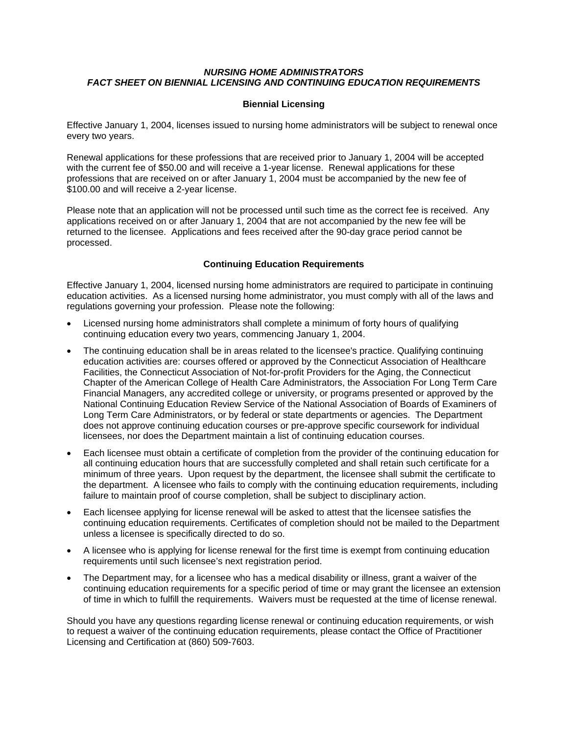# *NURSING HOME ADMINISTRATORS*
# *FACT SHEET ON BIENNIAL LICENSING AND CONTINUING EDUCATION REQUIREMENTS*

## Biennial Licensing

Effective January 1, 2004, licenses issued to nursing home administrators will be subject to renewal once every two years.

Renewal applications for these professions that are received prior to January 1, 2004 will be accepted with the current fee of $50.00 and will receive a 1-year license. Renewal applications for these professions that are received on or after January 1, 2004 must be accompanied by the new fee of $100.00 and will receive a 2-year license.

Please note that an application will not be processed until such time as the correct fee is received. Any applications received on or after January 1, 2004 that are not accompanied by the new fee will be returned to the licensee. Applications and fees received after the 90-day grace period cannot be processed.

## Continuing Education Requirements

Effective January 1, 2004, licensed nursing home administrators are required to participate in continuing education activities. As a licensed nursing home administrator, you must comply with all of the laws and regulations governing your profession. Please note the following:

- Licensed nursing home administrators shall complete a minimum of forty hours of qualifying continuing education every two years, commencing January 1, 2004.
- The continuing education shall be in areas related to the licensee's practice. Qualifying continuing education activities are: courses offered or approved by the Connecticut Association of Healthcare Facilities, the Connecticut Association of Not-for-profit Providers for the Aging, the Connecticut Chapter of the American College of Health Care Administrators, the Association For Long Term Care Financial Managers, any accredited college or university, or programs presented or approved by the National Continuing Education Review Service of the National Association of Boards of Examiners of Long Term Care Administrators, or by federal or state departments or agencies. The Department does not approve continuing education courses or pre-approve specific coursework for individual licensees, nor does the Department maintain a list of continuing education courses.
- Each licensee must obtain a certificate of completion from the provider of the continuing education for all continuing education hours that are successfully completed and shall retain such certificate for a minimum of three years. Upon request by the department, the licensee shall submit the certificate to the department. A licensee who fails to comply with the continuing education requirements, including failure to maintain proof of course completion, shall be subject to disciplinary action.
- Each licensee applying for license renewal will be asked to attest that the licensee satisfies the continuing education requirements. Certificates of completion should not be mailed to the Department unless a licensee is specifically directed to do so.
- A licensee who is applying for license renewal for the first time is exempt from continuing education requirements until such licensee's next registration period.
- The Department may, for a licensee who has a medical disability or illness, grant a waiver of the continuing education requirements for a specific period of time or may grant the licensee an extension of time in which to fulfill the requirements. Waivers must be requested at the time of license renewal.

Should you have any questions regarding license renewal or continuing education requirements, or wish to request a waiver of the continuing education requirements, please contact the Office of Practitioner Licensing and Certification at (860) 509-7603.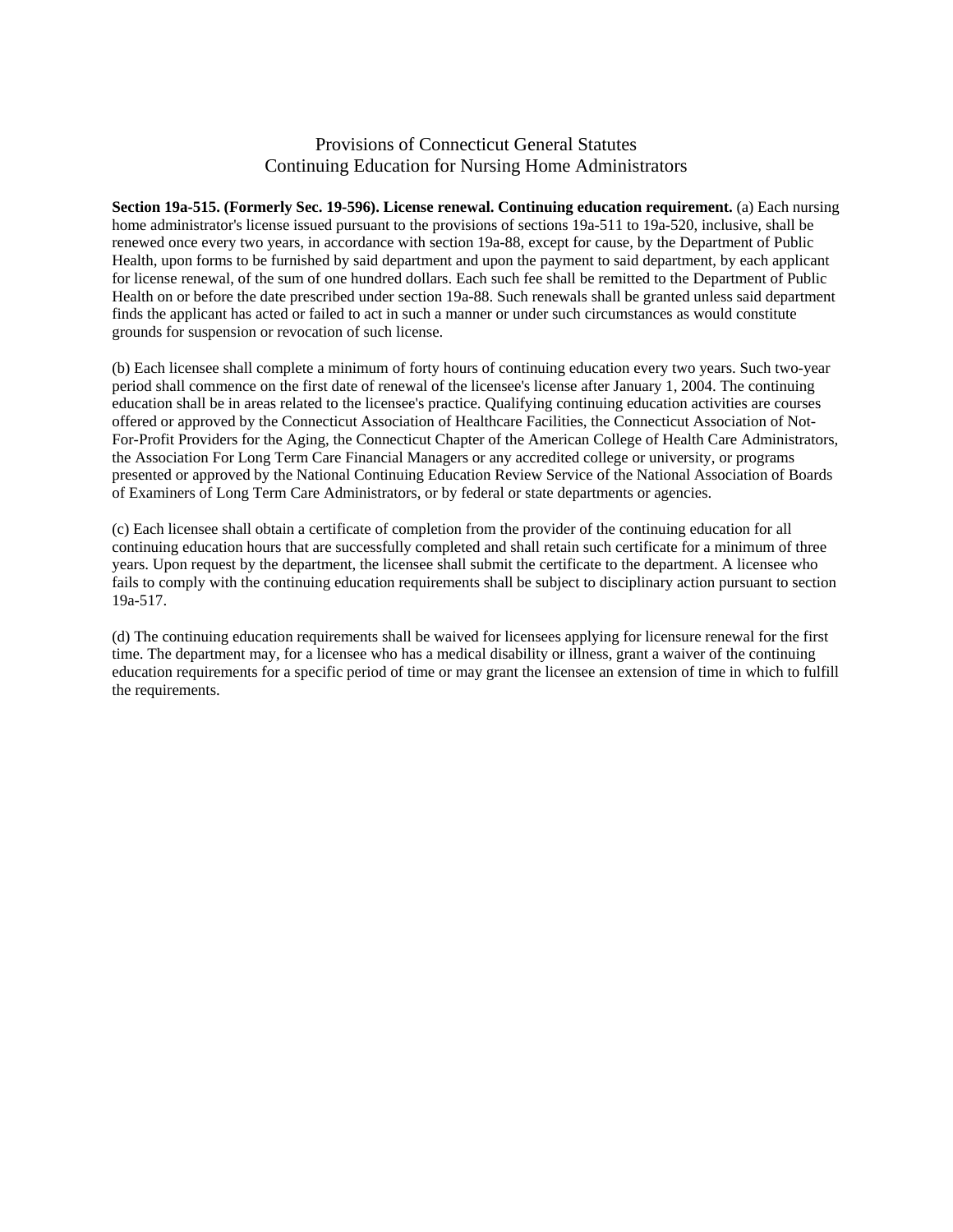# Provisions of Connecticut General Statutes
## Continuing Education for Nursing Home Administrators

**Section 19a-515. (Formerly Sec. 19-596). License renewal. Continuing education requirement.** (a) Each nursing home administrator's license issued pursuant to the provisions of sections 19a-511 to 19a-520, inclusive, shall be renewed once every two years, in accordance with section 19a-88, except for cause, by the Department of Public Health, upon forms to be furnished by said department and upon the payment to said department, by each applicant for license renewal, of the sum of one hundred dollars. Each such fee shall be remitted to the Department of Public Health on or before the date prescribed under section 19a-88. Such renewals shall be granted unless said department finds the applicant has acted or failed to act in such a manner or under such circumstances as would constitute grounds for suspension or revocation of such license.

(b) Each licensee shall complete a minimum of forty hours of continuing education every two years. Such two-year period shall commence on the first date of renewal of the licensee's license after January 1, 2004. The continuing education shall be in areas related to the licensee's practice. Qualifying continuing education activities are courses offered or approved by the Connecticut Association of Healthcare Facilities, the Connecticut Association of Not-For-Profit Providers for the Aging, the Connecticut Chapter of the American College of Health Care Administrators, the Association For Long Term Care Financial Managers or any accredited college or university, or programs presented or approved by the National Continuing Education Review Service of the National Association of Boards of Examiners of Long Term Care Administrators, or by federal or state departments or agencies.

(c) Each licensee shall obtain a certificate of completion from the provider of the continuing education for all continuing education hours that are successfully completed and shall retain such certificate for a minimum of three years. Upon request by the department, the licensee shall submit the certificate to the department. A licensee who fails to comply with the continuing education requirements shall be subject to disciplinary action pursuant to section 19a-517.

(d) The continuing education requirements shall be waived for licensees applying for licensure renewal for the first time. The department may, for a licensee who has a medical disability or illness, grant a waiver of the continuing education requirements for a specific period of time or may grant the licensee an extension of time in which to fulfill the requirements.